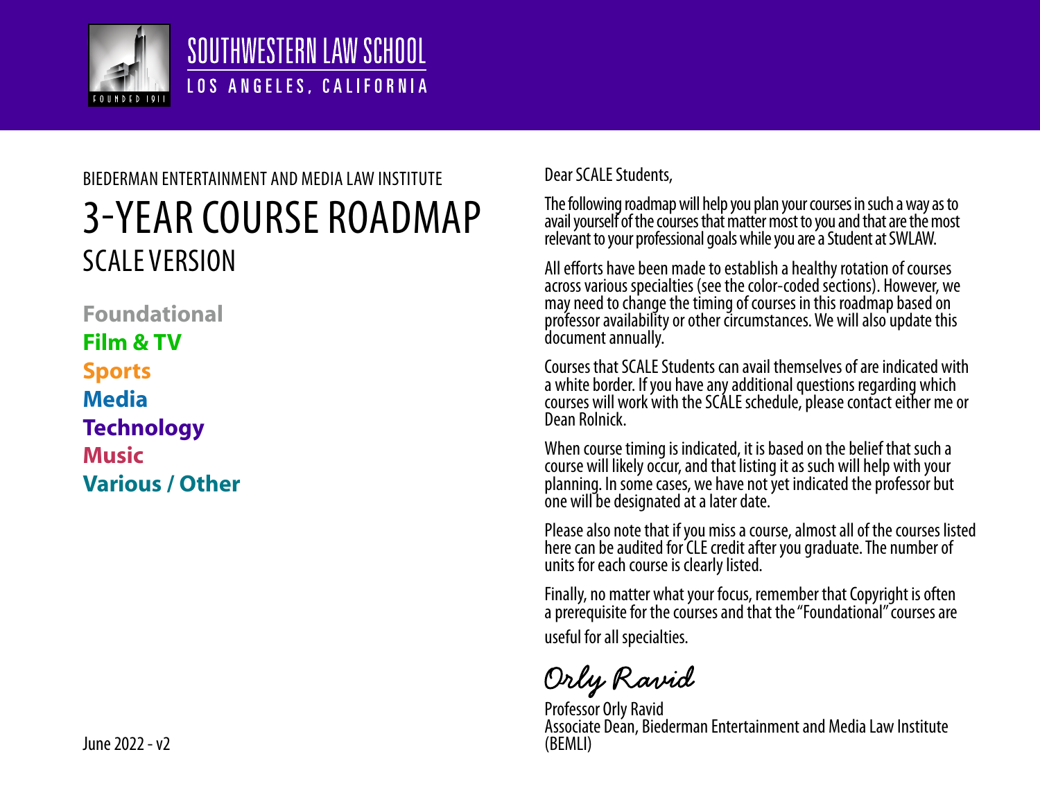SOUTHWESTERN LAW SCHOOL

LOS ANGELES, CALIFORNIA

FOUNDED 1911

BIEDERMAN ENTERTAINMENT AND MEDIA LAW INSTITUTE

# 3-YEAR COURSE ROADMAP

## SCALE VERSION

**Foundational**
**Film & TV**
**Sports**
**Media**
**Technology**
**Music**
**Various / Other**

June 2022 - v2

Dear SCALE Students,

The following roadmap will help you plan your courses in such a way as to avail yourself of the courses that matter most to you and that are the most relevant to your professional goals while you are a Student at SWLAW.

All efforts have been made to establish a healthy rotation of courses across various specialties (see the color-coded sections). However, we may need to change the timing of courses in this roadmap based on professor availability or other circumstances. We will also update this document annually.

Courses that SCALE Students can avail themselves of are indicated with a white border. If you have any additional questions regarding which courses will work with the SCALE schedule, please contact either me or Dean Rolnick.

When course timing is indicated, it is based on the belief that such a course will likely occur, and that listing it as such will help with your planning. In some cases, we have not yet indicated the professor but one will be designated at a later date.

Please also note that if you miss a course, almost all of the courses listed here can be audited for CLE credit after you graduate. The number of units for each course is clearly listed.

Finally, no matter what your focus, remember that Copyright is often a prerequisite for the courses and that the "Foundational" courses are useful for all specialties.

*Orly Ravid*

Professor Orly Ravid
Associate Dean, Biederman Entertainment and Media Law Institute (BEMLI)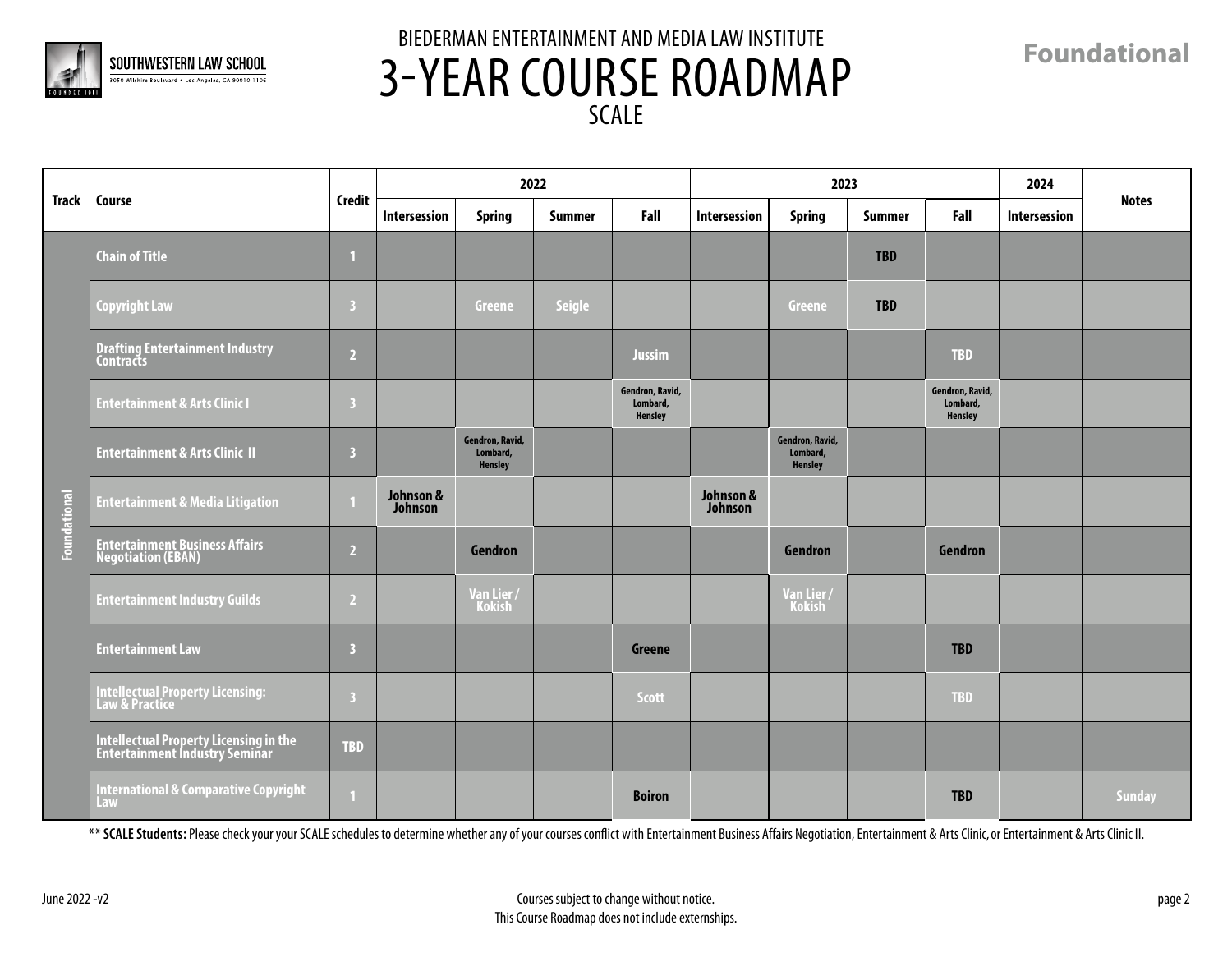BIEDERMAN ENTERTAINMENT AND MEDIA LAW INSTITUTE

# 3-YEAR COURSE ROADMAP

SCALE

**Foundational**

| Track | Course | Credit | 2022 | | | | 2023 | | | | 2024 | Notes |
|---|---|---|---|---|---|---|---|---|---|---|---|---|
| | | | Intersession | Spring | Summer | Fall | Intersession | Spring | Summer | Fall | Intersession | |
| Foundational | Chain of Title | 1 | | | | | | | TBD | | | |
| | Copyright Law | 3 | | Greene | Seigle | | | Greene | TBD | | | |
| | Drafting Entertainment Industry Contracts | 2 | | | | Jussim | | | | TBD | | |
| | Entertainment & Arts Clinic I | 3 | | | | Gendron, Ravid, Lombard, Hensley | | | | Gendron, Ravid, Lombard, Hensley | | |
| | Entertainment & Arts Clinic II | 3 | | Gendron, Ravid, Lombard, Hensley | | | | Gendron, Ravid, Lombard, Hensley | | | | |
| | Entertainment & Media Litigation | 1 | Johnson & Johnson | | | | Johnson & Johnson | | | | | |
| | Entertainment Business Affairs Negotiation (EBAN) | 2 | | Gendron | | | | Gendron | | Gendron | | |
| | Entertainment Industry Guilds | 2 | | Van Lier / Kokish | | | | Van Lier / Kokish | | | | |
| | Entertainment Law | 3 | | | | Greene | | | | TBD | | |
| | Intellectual Property Licensing: Law & Practice | 3 | | | | Scott | | | | TBD | | |
| | Intellectual Property Licensing in the Entertainment Industry Seminar | TBD | | | | | | | | | | |
| | International & Comparative Copyright Law | 1 | | | | Boiron | | | | TBD | | Sunday |

** **SCALE Students:** Please check your your SCALE schedules to determine whether any of your courses conflict with Entertainment Business Affairs Negotiation, Entertainment & Arts Clinic, or Entertainment & Arts Clinic II.

June 2022 -v2

Courses subject to change without notice.
This Course Roadmap does not include externships.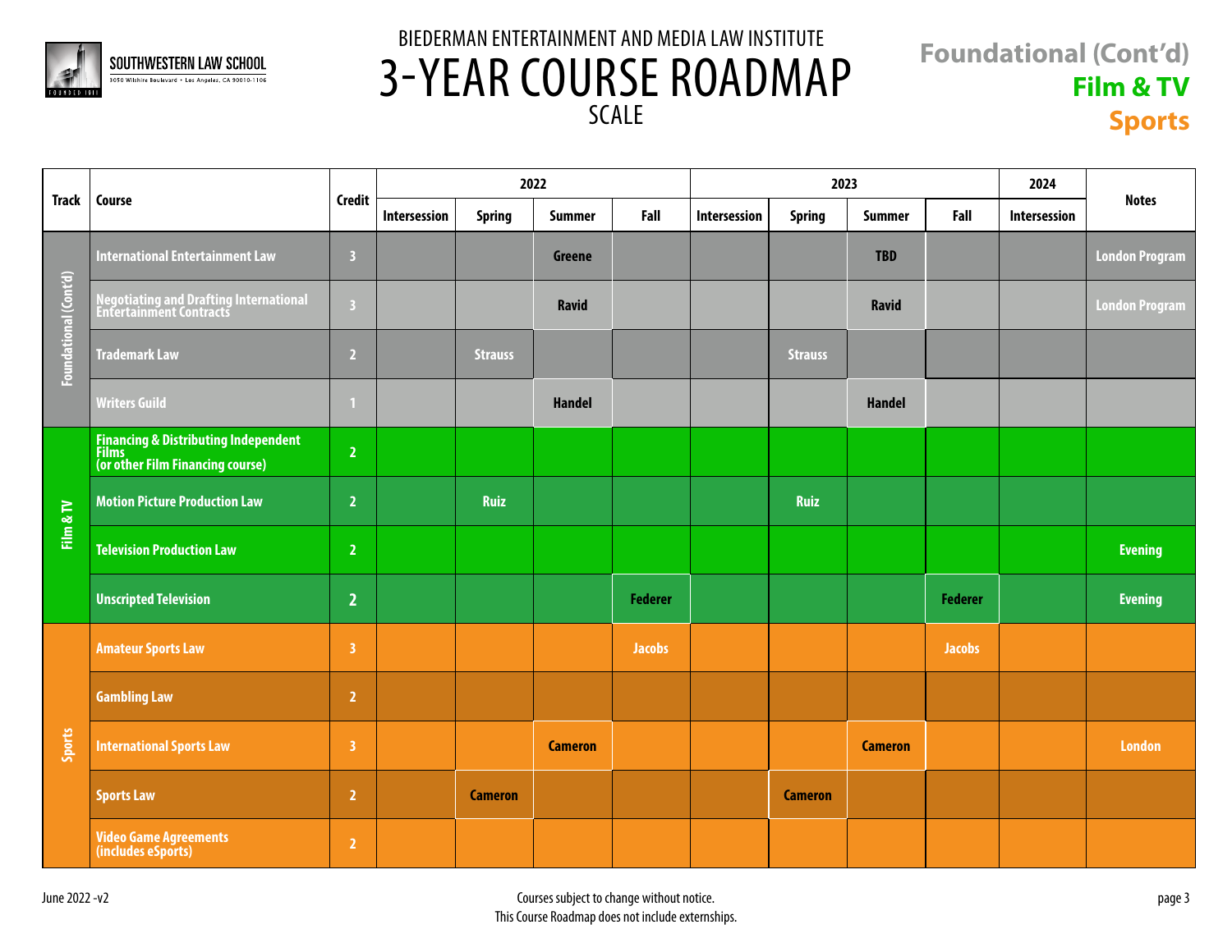SOUTHWESTERN LAW SCHOOL
3050 Wilshire Boulevard • Los Angeles, CA 90010-1106

# BIEDERMAN ENTERTAINMENT AND MEDIA LAW INSTITUTE
# 3-YEAR COURSE ROADMAP
## SCALE

**Foundational (Cont'd)**
**Film & TV**
**Sports**

| Track | Course | Credit | 2022 | | | | 2023 | | | | 2024 | Notes |
|---|---|---|---|---|---|---|---|---|---|---|---|---|
| | | | Intersession | Spring | Summer | Fall | Intersession | Spring | Summer | Fall | Intersession | |
| Foundational (Cont'd) | International Entertainment Law | 3 | | | Greene | | | | TBD | | | London Program |
| Foundational (Cont'd) | Negotiating and Drafting International Entertainment Contracts | 3 | | | Ravid | | | | Ravid | | | London Program |
| Foundational (Cont'd) | Trademark Law | 2 | | Strauss | | | | Strauss | | | | |
| Foundational (Cont'd) | Writers Guild | 1 | | | Handel | | | | Handel | | | |
| Film & TV | Financing & Distributing Independent Films (or other Film Financing course) | 2 | | | | | | | | | | |
| Film & TV | Motion Picture Production Law | 2 | | Ruiz | | | | Ruiz | | | | |
| Film & TV | Television Production Law | 2 | | | | | | | | | | Evening |
| Film & TV | Unscripted Television | 2 | | | | Federer | | | | Federer | | Evening |
| Sports | Amateur Sports Law | 3 | | | | Jacobs | | | | Jacobs | | |
| Sports | Gambling Law | 2 | | | | | | | | | | |
| Sports | International Sports Law | 3 | | | Cameron | | | | Cameron | | | London |
| Sports | Sports Law | 2 | | Cameron | | | | Cameron | | | | |
| Sports | Video Game Agreements (includes eSports) | 2 | | | | | | | | | | |

June 2022 -v2

Courses subject to change without notice.
This Course Roadmap does not include externships.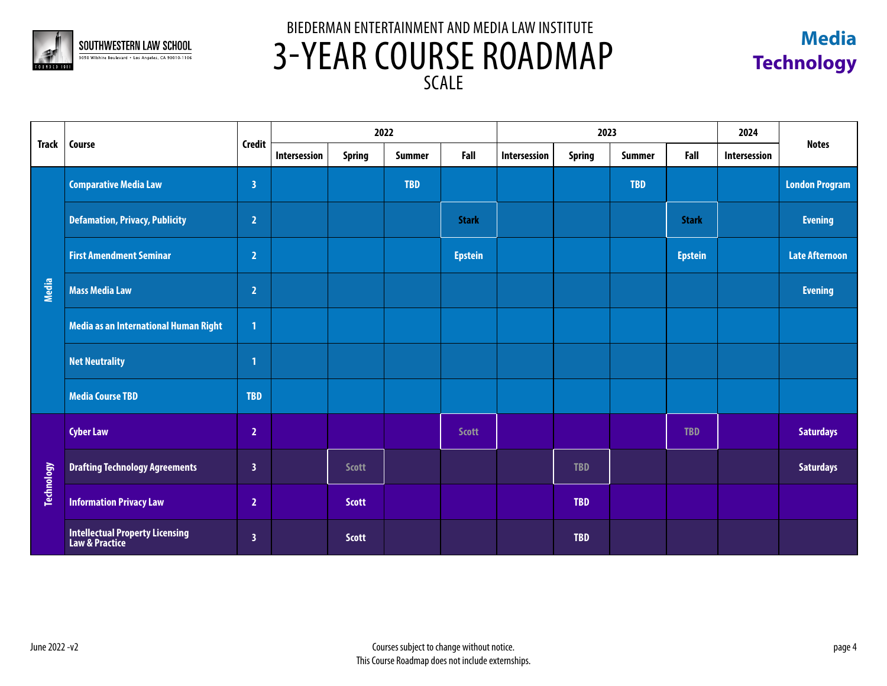SOUTHWESTERN LAW SCHOOL
3050 Wilshire Boulevard • Los Angeles, CA 90010-1106

# BIEDERMAN ENTERTAINMENT AND MEDIA LAW INSTITUTE
# 3-YEAR COURSE ROADMAP
## SCALE

**Media**
**Technology**

| Track | Course | Credit | 2022 | | | | 2023 | | | | 2024 | Notes |
|---|---|---|---|---|---|---|---|---|---|---|---|---|
| | | | Intersession | Spring | Summer | Fall | Intersession | Spring | Summer | Fall | Intersession | |
| Media | Comparative Media Law | 3 | | | TBD | | | | TBD | | | London Program |
| Media | Defamation, Privacy, Publicity | 2 | | | | Stark | | | | Stark | | Evening |
| Media | First Amendment Seminar | 2 | | | | Epstein | | | | Epstein | | Late Afternoon |
| Media | Mass Media Law | 2 | | | | | | | | | | Evening |
| Media | Media as an International Human Right | 1 | | | | | | | | | | |
| Media | Net Neutrality | 1 | | | | | | | | | | |
| Media | Media Course TBD | TBD | | | | | | | | | | |
| Technology | Cyber Law | 2 | | | | Scott | | | | TBD | | Saturdays |
| Technology | Drafting Technology Agreements | 3 | | Scott | | | | TBD | | | | Saturdays |
| Technology | Information Privacy Law | 2 | | Scott | | | | TBD | | | | |
| Technology | Intellectual Property Licensing Law & Practice | 3 | | Scott | | | | TBD | | | | |

June 2022 -v2

Courses subject to change without notice.
This Course Roadmap does not include externships.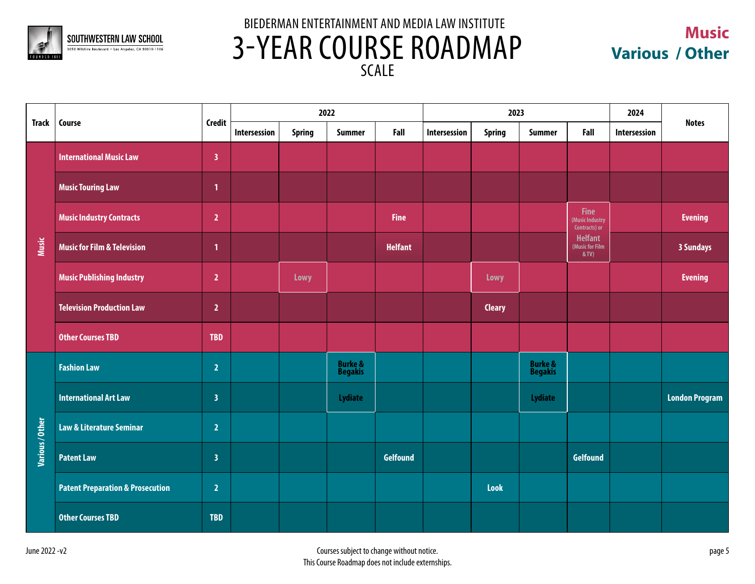SOUTHWESTERN LAW SCHOOL
3050 Wilshire Boulevard • Los Angeles, CA 90010-1106

# BIEDERMAN ENTERTAINMENT AND MEDIA LAW INSTITUTE
# 3-YEAR COURSE ROADMAP
## SCALE

**Music**
**Various / Other**

| Track | Course | Credit | 2022 | | | | 2023 | | | | 2024 | Notes |
|---|---|---|---|---|---|---|---|---|---|---|---|---|
| | | | Intersession | Spring | Summer | Fall | Intersession | Spring | Summer | Fall | Intersession | |
| Music | International Music Law | 3 | | | | | | | | | | |
| Music | Music Touring Law | 1 | | | | | | | | | | |
| Music | Music Industry Contracts | 2 | | | | Fine | | | | Fine (Music Industry Contracts) or | | Evening |
| Music | Music for Film & Television | 1 | | | | Helfant | | | | Helfant (Music for Film & TV) | | 3 Sundays |
| Music | Music Publishing Industry | 2 | | Lowy | | | | Lowy | | | | Evening |
| Music | Television Production Law | 2 | | | | | | Cleary | | | | |
| Music | Other Courses TBD | TBD | | | | | | | | | | |
| Various / Other | Fashion Law | 2 | | | Burke & Begakis | | | | Burke & Begakis | | | |
| Various / Other | International Art Law | 3 | | | Lydiate | | | | Lydiate | | | London Program |
| Various / Other | Law & Literature Seminar | 2 | | | | | | | | | | |
| Various / Other | Patent Law | 3 | | | | Gelfound | | | | Gelfound | | |
| Various / Other | Patent Preparation & Prosecution | 2 | | | | | | Look | | | | |
| Various / Other | Other Courses TBD | TBD | | | | | | | | | | |

June 2022 -v2

Courses subject to change without notice.
This Course Roadmap does not include externships.